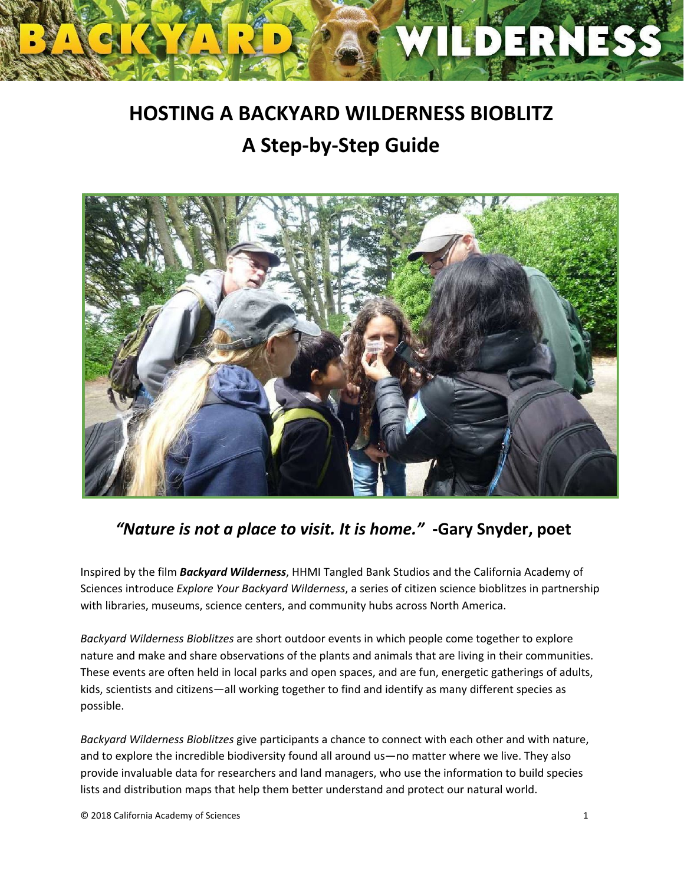# HOSTING A BACKYARD WILDERNESS BIOBLITZ

## A Step-by-Step Guide

***"Nature is not a place to visit. It is home."*** **-Gary Snyder, poet**

Inspired by the film ***Backyard Wilderness***, HHMI Tangled Bank Studios and the California Academy of Sciences introduce *Explore Your Backyard Wilderness*, a series of citizen science bioblitzes in partnership with libraries, museums, science centers, and community hubs across North America.

*Backyard Wilderness Bioblitzes* are short outdoor events in which people come together to explore nature and make and share observations of the plants and animals that are living in their communities. These events are often held in local parks and open spaces, and are fun, energetic gatherings of adults, kids, scientists and citizens—all working together to find and identify as many different species as possible.

*Backyard Wilderness Bioblitzes* give participants a chance to connect with each other and with nature, and to explore the incredible biodiversity found all around us—no matter where we live. They also provide invaluable data for researchers and land managers, who use the information to build species lists and distribution maps that help them better understand and protect our natural world.

© 2018 California Academy of Sciences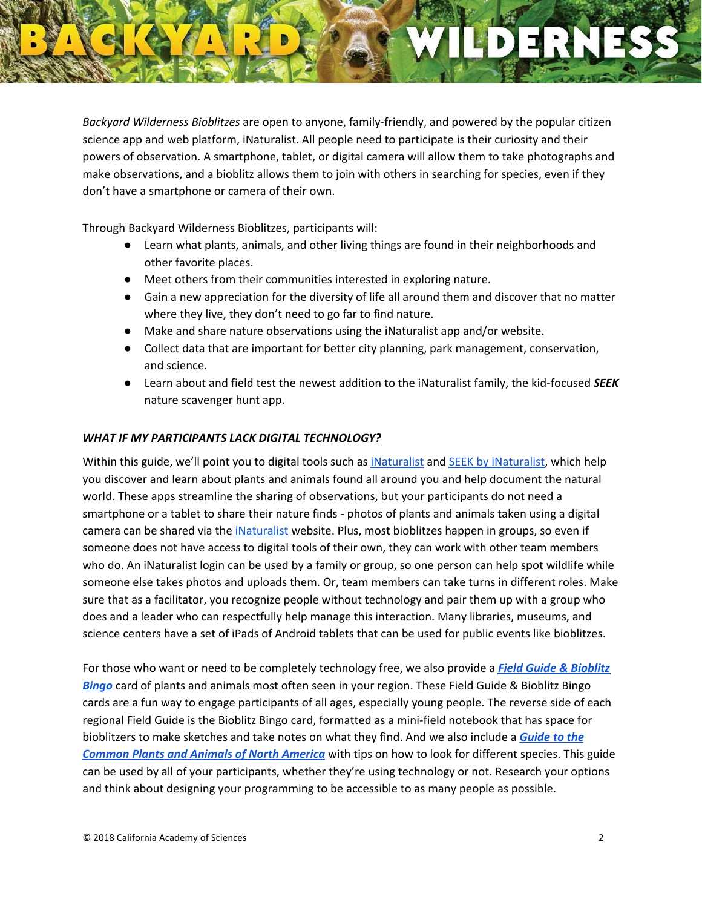*Backyard Wilderness Bioblitzes* are open to anyone, family-friendly, and powered by the popular citizen science app and web platform, iNaturalist. All people need to participate is their curiosity and their powers of observation. A smartphone, tablet, or digital camera will allow them to take photographs and make observations, and a bioblitz allows them to join with others in searching for species, even if they don't have a smartphone or camera of their own.

Through Backyard Wilderness Bioblitzes, participants will:

- Learn what plants, animals, and other living things are found in their neighborhoods and other favorite places.
- Meet others from their communities interested in exploring nature.
- Gain a new appreciation for the diversity of life all around them and discover that no matter where they live, they don't need to go far to find nature.
- Make and share nature observations using the iNaturalist app and/or website.
- Collect data that are important for better city planning, park management, conservation, and science.
- Learn about and field test the newest addition to the iNaturalist family, the kid-focused ***SEEK*** nature scavenger hunt app.

### *WHAT IF MY PARTICIPANTS LACK DIGITAL TECHNOLOGY?*

Within this guide, we'll point you to digital tools such as iNaturalist and SEEK by iNaturalist, which help you discover and learn about plants and animals found all around you and help document the natural world. These apps streamline the sharing of observations, but your participants do not need a smartphone or a tablet to share their nature finds - photos of plants and animals taken using a digital camera can be shared via the iNaturalist website. Plus, most bioblitzes happen in groups, so even if someone does not have access to digital tools of their own, they can work with other team members who do. An iNaturalist login can be used by a family or group, so one person can help spot wildlife while someone else takes photos and uploads them. Or, team members can take turns in different roles. Make sure that as a facilitator, you recognize people without technology and pair them up with a group who does and a leader who can respectfully help manage this interaction. Many libraries, museums, and science centers have a set of iPads of Android tablets that can be used for public events like bioblitzes.

For those who want or need to be completely technology free, we also provide a ***Field Guide & Bioblitz Bingo*** card of plants and animals most often seen in your region. These Field Guide & Bioblitz Bingo cards are a fun way to engage participants of all ages, especially young people. The reverse side of each regional Field Guide is the Bioblitz Bingo card, formatted as a mini-field notebook that has space for bioblitzers to make sketches and take notes on what they find. And we also include a ***Guide to the Common Plants and Animals of North America*** with tips on how to look for different species. This guide can be used by all of your participants, whether they're using technology or not. Research your options and think about designing your programming to be accessible to as many people as possible.

© 2018 California Academy of Sciences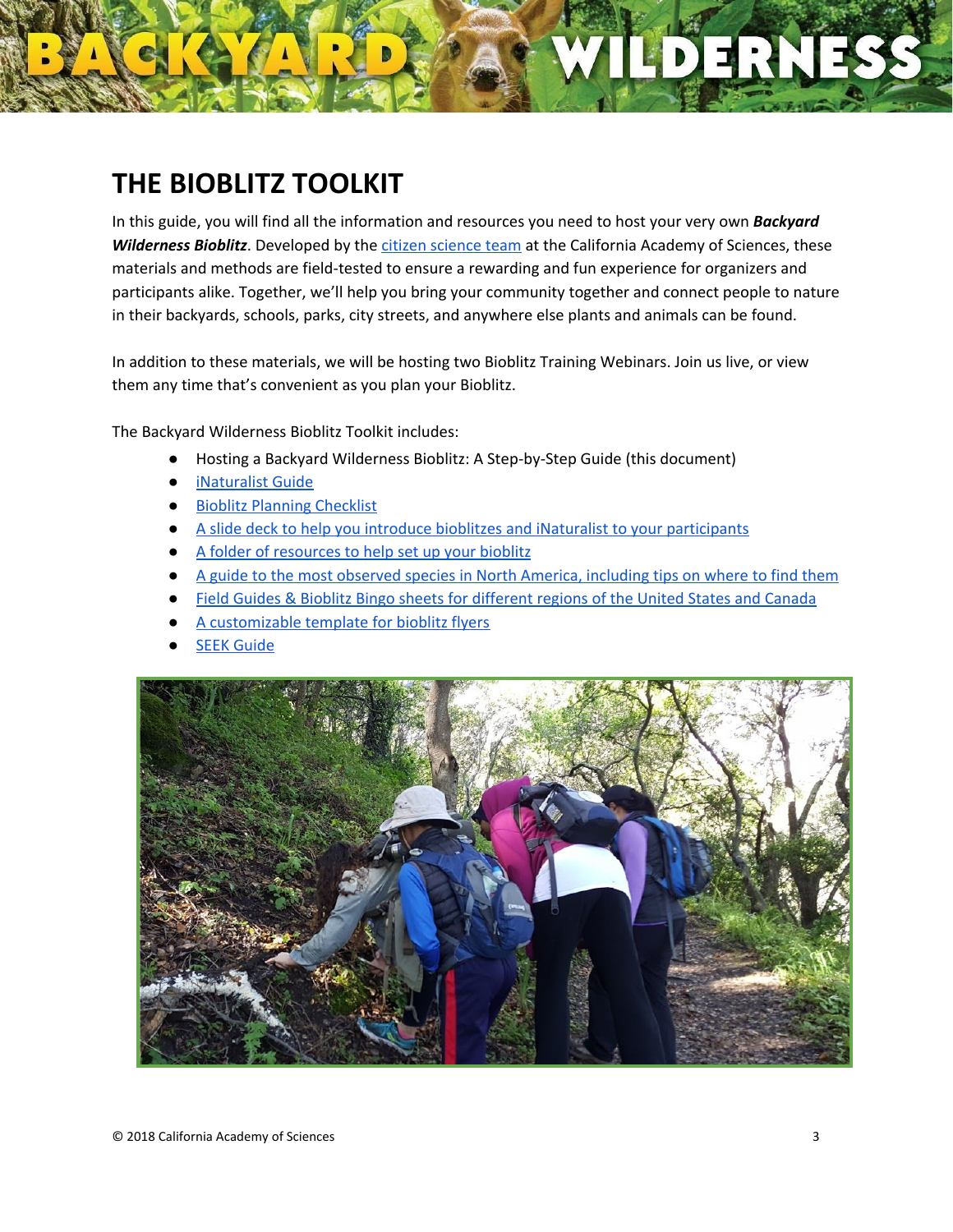# THE BIOBLITZ TOOLKIT

In this guide, you will find all the information and resources you need to host your very own ***Backyard Wilderness Bioblitz***. Developed by the citizen science team at the California Academy of Sciences, these materials and methods are field-tested to ensure a rewarding and fun experience for organizers and participants alike. Together, we'll help you bring your community together and connect people to nature in their backyards, schools, parks, city streets, and anywhere else plants and animals can be found.

In addition to these materials, we will be hosting two Bioblitz Training Webinars. Join us live, or view them any time that's convenient as you plan your Bioblitz.

The Backyard Wilderness Bioblitz Toolkit includes:

- Hosting a Backyard Wilderness Bioblitz: A Step-by-Step Guide (this document)
- iNaturalist Guide
- Bioblitz Planning Checklist
- A slide deck to help you introduce bioblitzes and iNaturalist to your participants
- A folder of resources to help set up your bioblitz
- A guide to the most observed species in North America, including tips on where to find them
- Field Guides & Bioblitz Bingo sheets for different regions of the United States and Canada
- A customizable template for bioblitz flyers
- SEEK Guide

© 2018 California Academy of Sciences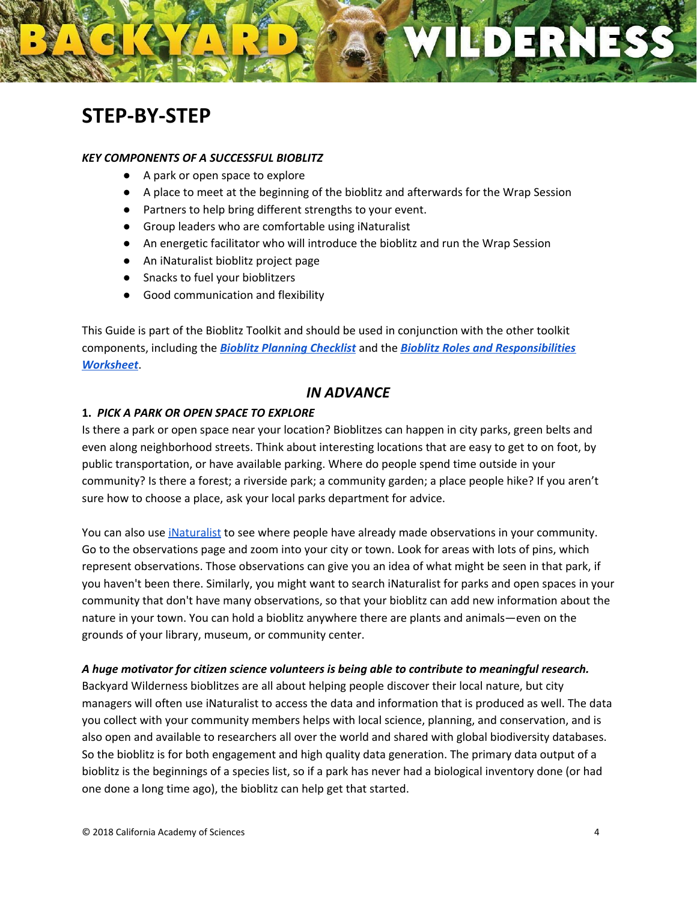# STEP-BY-STEP

***KEY COMPONENTS OF A SUCCESSFUL BIOBLITZ***

- A park or open space to explore
- A place to meet at the beginning of the bioblitz and afterwards for the Wrap Session
- Partners to help bring different strengths to your event.
- Group leaders who are comfortable using iNaturalist
- An energetic facilitator who will introduce the bioblitz and run the Wrap Session
- An iNaturalist bioblitz project page
- Snacks to fuel your bioblitzers
- Good communication and flexibility

This Guide is part of the Bioblitz Toolkit and should be used in conjunction with the other toolkit components, including the ***Bioblitz Planning Checklist*** and the ***Bioblitz Roles and Responsibilities Worksheet***.

## *IN ADVANCE*

### 1. *PICK A PARK OR OPEN SPACE TO EXPLORE*

Is there a park or open space near your location? Bioblitzes can happen in city parks, green belts and even along neighborhood streets. Think about interesting locations that are easy to get to on foot, by public transportation, or have available parking. Where do people spend time outside in your community? Is there a forest; a riverside park; a community garden; a place people hike? If you aren't sure how to choose a place, ask your local parks department for advice.

You can also use iNaturalist to see where people have already made observations in your community. Go to the observations page and zoom into your city or town. Look for areas with lots of pins, which represent observations. Those observations can give you an idea of what might be seen in that park, if you haven't been there. Similarly, you might want to search iNaturalist for parks and open spaces in your community that don't have many observations, so that your bioblitz can add new information about the nature in your town. You can hold a bioblitz anywhere there are plants and animals—even on the grounds of your library, museum, or community center.

***A huge motivator for citizen science volunteers is being able to contribute to meaningful research.*** Backyard Wilderness bioblitzes are all about helping people discover their local nature, but city managers will often use iNaturalist to access the data and information that is produced as well. The data you collect with your community members helps with local science, planning, and conservation, and is also open and available to researchers all over the world and shared with global biodiversity databases. So the bioblitz is for both engagement and high quality data generation. The primary data output of a bioblitz is the beginnings of a species list, so if a park has never had a biological inventory done (or had one done a long time ago), the bioblitz can help get that started.

© 2018 California Academy of Sciences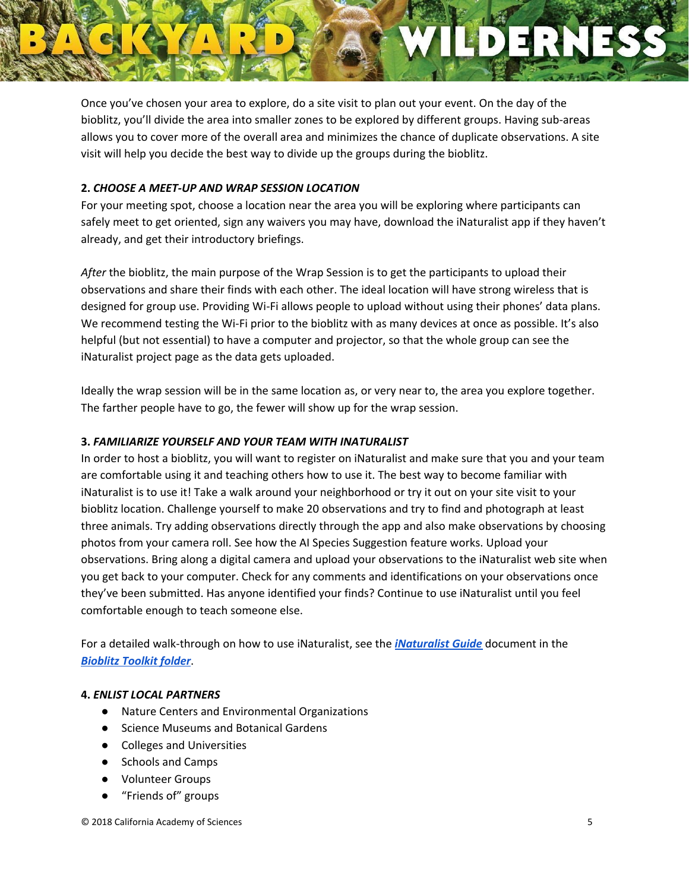Once you've chosen your area to explore, do a site visit to plan out your event. On the day of the bioblitz, you'll divide the area into smaller zones to be explored by different groups. Having sub-areas allows you to cover more of the overall area and minimizes the chance of duplicate observations. A site visit will help you decide the best way to divide up the groups during the bioblitz.

**2. *CHOOSE A MEET-UP AND WRAP SESSION LOCATION***

For your meeting spot, choose a location near the area you will be exploring where participants can safely meet to get oriented, sign any waivers you may have, download the iNaturalist app if they haven't already, and get their introductory briefings.

*After* the bioblitz, the main purpose of the Wrap Session is to get the participants to upload their observations and share their finds with each other. The ideal location will have strong wireless that is designed for group use. Providing Wi-Fi allows people to upload without using their phones' data plans. We recommend testing the Wi-Fi prior to the bioblitz with as many devices at once as possible. It's also helpful (but not essential) to have a computer and projector, so that the whole group can see the iNaturalist project page as the data gets uploaded.

Ideally the wrap session will be in the same location as, or very near to, the area you explore together. The farther people have to go, the fewer will show up for the wrap session.

**3. *FAMILIARIZE YOURSELF AND YOUR TEAM WITH INATURALIST***

In order to host a bioblitz, you will want to register on iNaturalist and make sure that you and your team are comfortable using it and teaching others how to use it. The best way to become familiar with iNaturalist is to use it! Take a walk around your neighborhood or try it out on your site visit to your bioblitz location. Challenge yourself to make 20 observations and try to find and photograph at least three animals. Try adding observations directly through the app and also make observations by choosing photos from your camera roll. See how the AI Species Suggestion feature works. Upload your observations. Bring along a digital camera and upload your observations to the iNaturalist web site when you get back to your computer. Check for any comments and identifications on your observations once they've been submitted. Has anyone identified your finds? Continue to use iNaturalist until you feel comfortable enough to teach someone else.

For a detailed walk-through on how to use iNaturalist, see the ***iNaturalist Guide*** document in the ***Bioblitz Toolkit folder***.

**4. *ENLIST LOCAL PARTNERS***

- Nature Centers and Environmental Organizations
- Science Museums and Botanical Gardens
- Colleges and Universities
- Schools and Camps
- Volunteer Groups
- "Friends of" groups

© 2018 California Academy of Sciences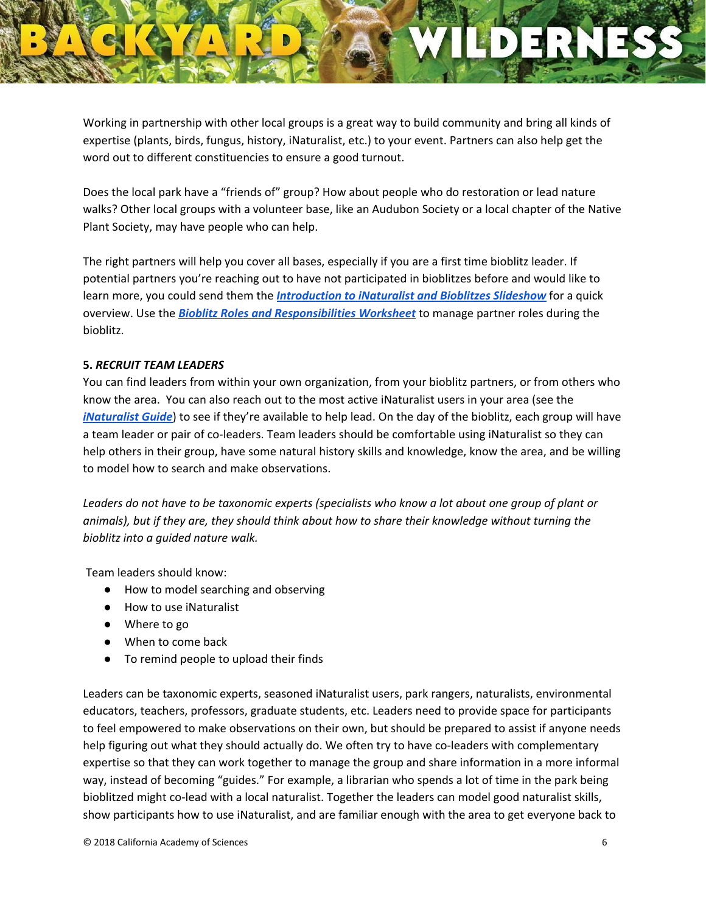Working in partnership with other local groups is a great way to build community and bring all kinds of expertise (plants, birds, fungus, history, iNaturalist, etc.) to your event. Partners can also help get the word out to different constituencies to ensure a good turnout.

Does the local park have a "friends of" group? How about people who do restoration or lead nature walks? Other local groups with a volunteer base, like an Audubon Society or a local chapter of the Native Plant Society, may have people who can help.

The right partners will help you cover all bases, especially if you are a first time bioblitz leader. If potential partners you're reaching out to have not participated in bioblitzes before and would like to learn more, you could send them the ***Introduction to iNaturalist and Bioblitzes Slideshow*** for a quick overview. Use the ***Bioblitz Roles and Responsibilities Worksheet*** to manage partner roles during the bioblitz.

**5. *RECRUIT TEAM LEADERS***

You can find leaders from within your own organization, from your bioblitz partners, or from others who know the area. You can also reach out to the most active iNaturalist users in your area (see the ***iNaturalist Guide***) to see if they're available to help lead. On the day of the bioblitz, each group will have a team leader or pair of co-leaders. Team leaders should be comfortable using iNaturalist so they can help others in their group, have some natural history skills and knowledge, know the area, and be willing to model how to search and make observations.

*Leaders do not have to be taxonomic experts (specialists who know a lot about one group of plant or animals), but if they are, they should think about how to share their knowledge without turning the bioblitz into a guided nature walk.*

Team leaders should know:

- How to model searching and observing
- How to use iNaturalist
- Where to go
- When to come back
- To remind people to upload their finds

Leaders can be taxonomic experts, seasoned iNaturalist users, park rangers, naturalists, environmental educators, teachers, professors, graduate students, etc. Leaders need to provide space for participants to feel empowered to make observations on their own, but should be prepared to assist if anyone needs help figuring out what they should actually do. We often try to have co-leaders with complementary expertise so that they can work together to manage the group and share information in a more informal way, instead of becoming "guides." For example, a librarian who spends a lot of time in the park being bioblitzed might co-lead with a local naturalist. Together the leaders can model good naturalist skills, show participants how to use iNaturalist, and are familiar enough with the area to get everyone back to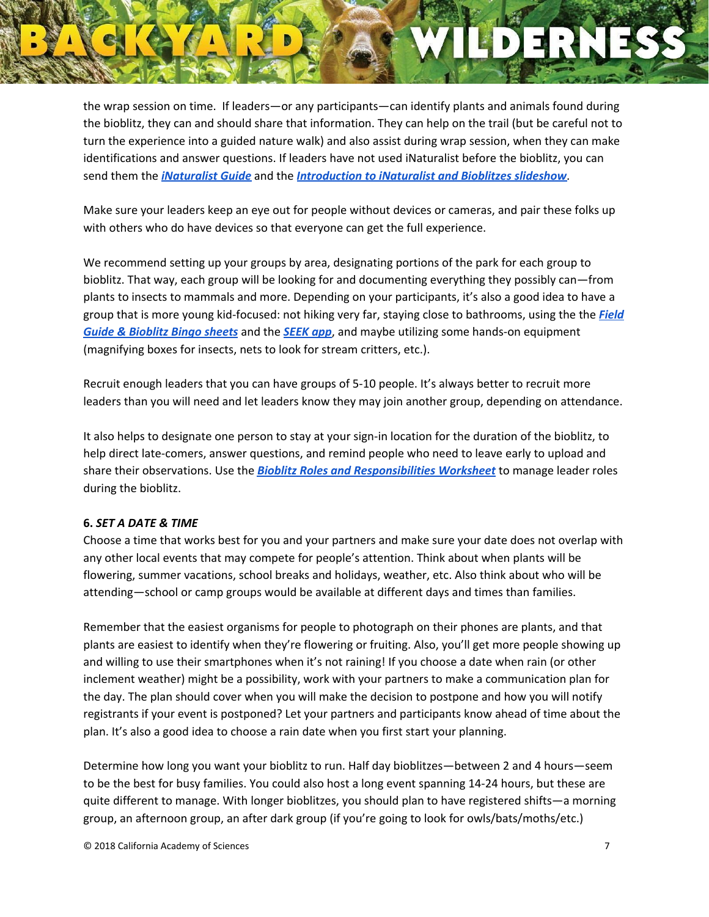the wrap session on time. If leaders—or any participants—can identify plants and animals found during the bioblitz, they can and should share that information. They can help on the trail (but be careful not to turn the experience into a guided nature walk) and also assist during wrap session, when they can make identifications and answer questions. If leaders have not used iNaturalist before the bioblitz, you can send them the ***iNaturalist Guide*** and the ***Introduction to iNaturalist and Bioblitzes slideshow***.

Make sure your leaders keep an eye out for people without devices or cameras, and pair these folks up with others who do have devices so that everyone can get the full experience.

We recommend setting up your groups by area, designating portions of the park for each group to bioblitz. That way, each group will be looking for and documenting everything they possibly can—from plants to insects to mammals and more. Depending on your participants, it's also a good idea to have a group that is more young kid-focused: not hiking very far, staying close to bathrooms, using the the ***Field Guide & Bioblitz Bingo sheets*** and the ***SEEK app***, and maybe utilizing some hands-on equipment (magnifying boxes for insects, nets to look for stream critters, etc.).

Recruit enough leaders that you can have groups of 5-10 people. It's always better to recruit more leaders than you will need and let leaders know they may join another group, depending on attendance.

It also helps to designate one person to stay at your sign-in location for the duration of the bioblitz, to help direct late-comers, answer questions, and remind people who need to leave early to upload and share their observations. Use the ***Bioblitz Roles and Responsibilities Worksheet*** to manage leader roles during the bioblitz.

**6. *SET A DATE & TIME***

Choose a time that works best for you and your partners and make sure your date does not overlap with any other local events that may compete for people's attention. Think about when plants will be flowering, summer vacations, school breaks and holidays, weather, etc. Also think about who will be attending—school or camp groups would be available at different days and times than families.

Remember that the easiest organisms for people to photograph on their phones are plants, and that plants are easiest to identify when they're flowering or fruiting. Also, you'll get more people showing up and willing to use their smartphones when it's not raining! If you choose a date when rain (or other inclement weather) might be a possibility, work with your partners to make a communication plan for the day. The plan should cover when you will make the decision to postpone and how you will notify registrants if your event is postponed? Let your partners and participants know ahead of time about the plan. It's also a good idea to choose a rain date when you first start your planning.

Determine how long you want your bioblitz to run. Half day bioblitzes—between 2 and 4 hours—seem to be the best for busy families. You could also host a long event spanning 14-24 hours, but these are quite different to manage. With longer bioblitzes, you should plan to have registered shifts—a morning group, an afternoon group, an after dark group (if you're going to look for owls/bats/moths/etc.)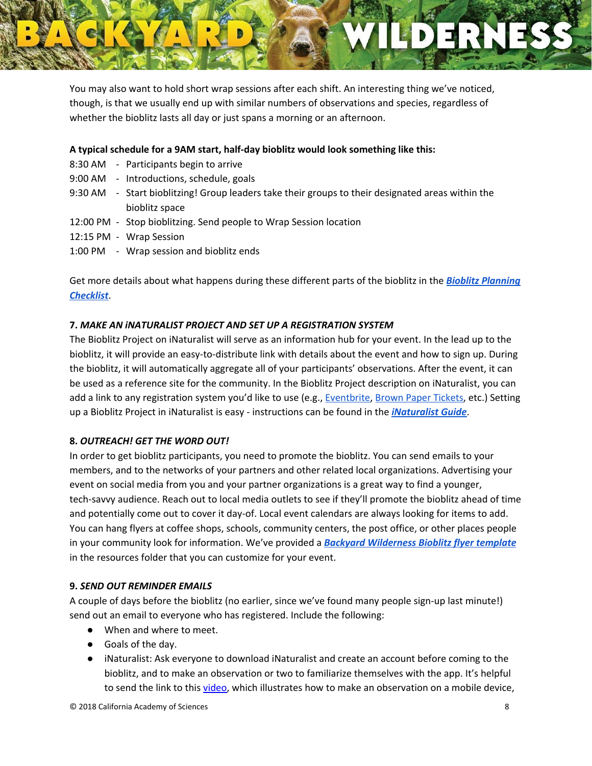You may also want to hold short wrap sessions after each shift. An interesting thing we've noticed, though, is that we usually end up with similar numbers of observations and species, regardless of whether the bioblitz lasts all day or just spans a morning or an afternoon.

**A typical schedule for a 9AM start, half-day bioblitz would look something like this:**

- 8:30 AM - Participants begin to arrive
- 9:00 AM - Introductions, schedule, goals
- 9:30 AM - Start bioblitzing! Group leaders take their groups to their designated areas within the bioblitz space
- 12:00 PM - Stop bioblitzing. Send people to Wrap Session location
- 12:15 PM - Wrap Session
- 1:00 PM - Wrap session and bioblitz ends

Get more details about what happens during these different parts of the bioblitz in the ***Bioblitz Planning Checklist***.

### 7. *MAKE AN iNATURALIST PROJECT AND SET UP A REGISTRATION SYSTEM*

The Bioblitz Project on iNaturalist will serve as an information hub for your event. In the lead up to the bioblitz, it will provide an easy-to-distribute link with details about the event and how to sign up. During the bioblitz, it will automatically aggregate all of your participants' observations. After the event, it can be used as a reference site for the community. In the Bioblitz Project description on iNaturalist, you can add a link to any registration system you'd like to use (e.g., Eventbrite, Brown Paper Tickets, etc.) Setting up a Bioblitz Project in iNaturalist is easy - instructions can be found in the ***iNaturalist Guide***.

### 8. *OUTREACH! GET THE WORD OUT!*

In order to get bioblitz participants, you need to promote the bioblitz. You can send emails to your members, and to the networks of your partners and other related local organizations. Advertising your event on social media from you and your partner organizations is a great way to find a younger, tech-savvy audience. Reach out to local media outlets to see if they'll promote the bioblitz ahead of time and potentially come out to cover it day-of. Local event calendars are always looking for items to add. You can hang flyers at coffee shops, schools, community centers, the post office, or other places people in your community look for information. We've provided a ***Backyard Wilderness Bioblitz flyer template*** in the resources folder that you can customize for your event.

### 9. *SEND OUT REMINDER EMAILS*

A couple of days before the bioblitz (no earlier, since we've found many people sign-up last minute!) send out an email to everyone who has registered. Include the following:

- When and where to meet.
- Goals of the day.
- iNaturalist: Ask everyone to download iNaturalist and create an account before coming to the bioblitz, and to make an observation or two to familiarize themselves with the app. It's helpful to send the link to this video, which illustrates how to make an observation on a mobile device,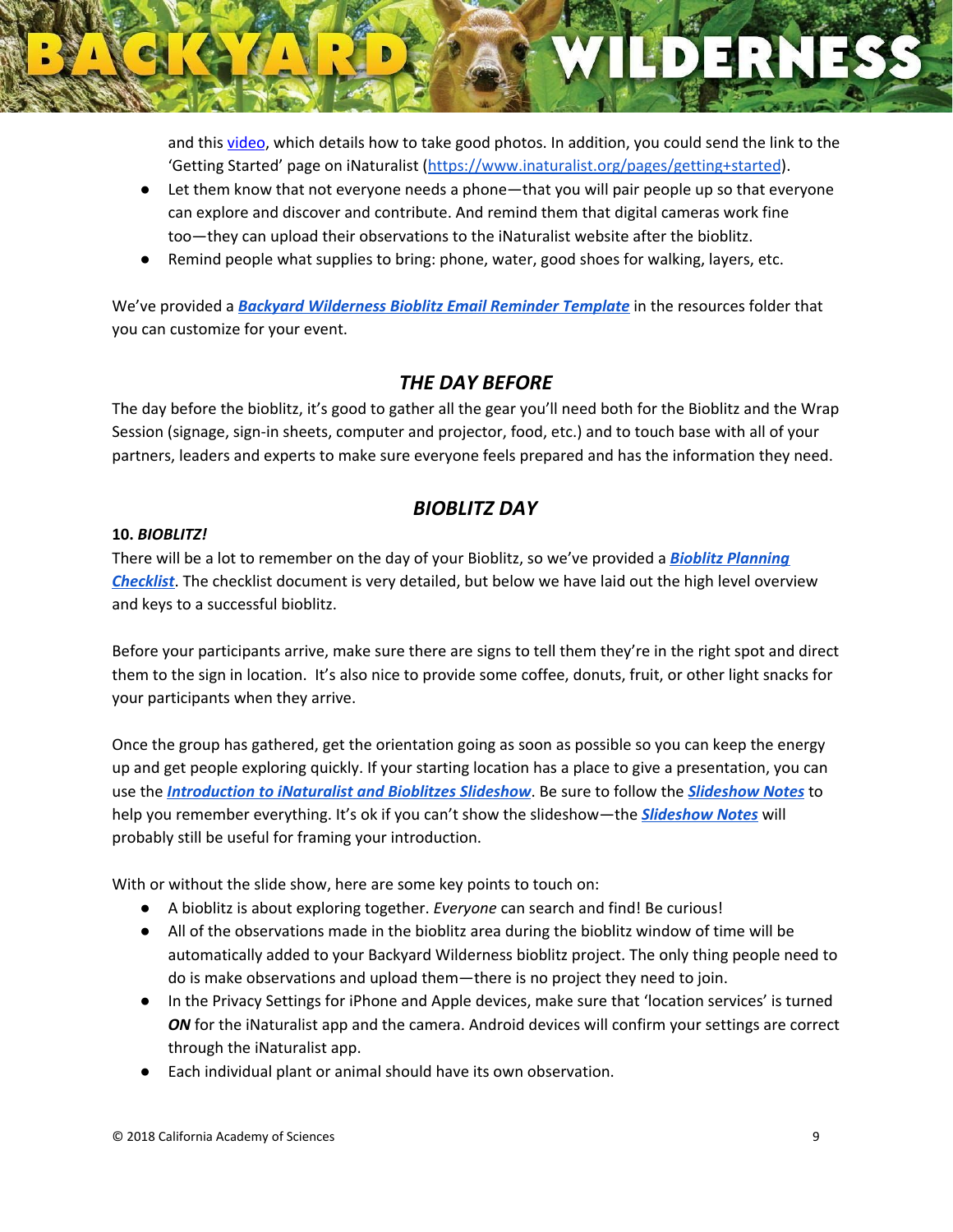and this [video](), which details how to take good photos. In addition, you could send the link to the 'Getting Started' page on iNaturalist (https://www.inaturalist.org/pages/getting+started).

- Let them know that not everyone needs a phone—that you will pair people up so that everyone can explore and discover and contribute. And remind them that digital cameras work fine too—they can upload their observations to the iNaturalist website after the bioblitz.
- Remind people what supplies to bring: phone, water, good shoes for walking, layers, etc.

We've provided a ***Backyard Wilderness Bioblitz Email Reminder Template*** in the resources folder that you can customize for your event.

## *THE DAY BEFORE*

The day before the bioblitz, it's good to gather all the gear you'll need both for the Bioblitz and the Wrap Session (signage, sign-in sheets, computer and projector, food, etc.) and to touch base with all of your partners, leaders and experts to make sure everyone feels prepared and has the information they need.

## *BIOBLITZ DAY*

**10. *BIOBLITZ!***

There will be a lot to remember on the day of your Bioblitz, so we've provided a ***Bioblitz Planning Checklist***. The checklist document is very detailed, but below we have laid out the high level overview and keys to a successful bioblitz.

Before your participants arrive, make sure there are signs to tell them they're in the right spot and direct them to the sign in location. It's also nice to provide some coffee, donuts, fruit, or other light snacks for your participants when they arrive.

Once the group has gathered, get the orientation going as soon as possible so you can keep the energy up and get people exploring quickly. If your starting location has a place to give a presentation, you can use the ***Introduction to iNaturalist and Bioblitzes Slideshow***. Be sure to follow the ***Slideshow Notes*** to help you remember everything. It's ok if you can't show the slideshow—the ***Slideshow Notes*** will probably still be useful for framing your introduction.

With or without the slide show, here are some key points to touch on:

- A bioblitz is about exploring together. *Everyone* can search and find! Be curious!
- All of the observations made in the bioblitz area during the bioblitz window of time will be automatically added to your Backyard Wilderness bioblitz project. The only thing people need to do is make observations and upload them—there is no project they need to join.
- In the Privacy Settings for iPhone and Apple devices, make sure that 'location services' is turned ***ON*** for the iNaturalist app and the camera. Android devices will confirm your settings are correct through the iNaturalist app.
- Each individual plant or animal should have its own observation.

© 2018 California Academy of Sciences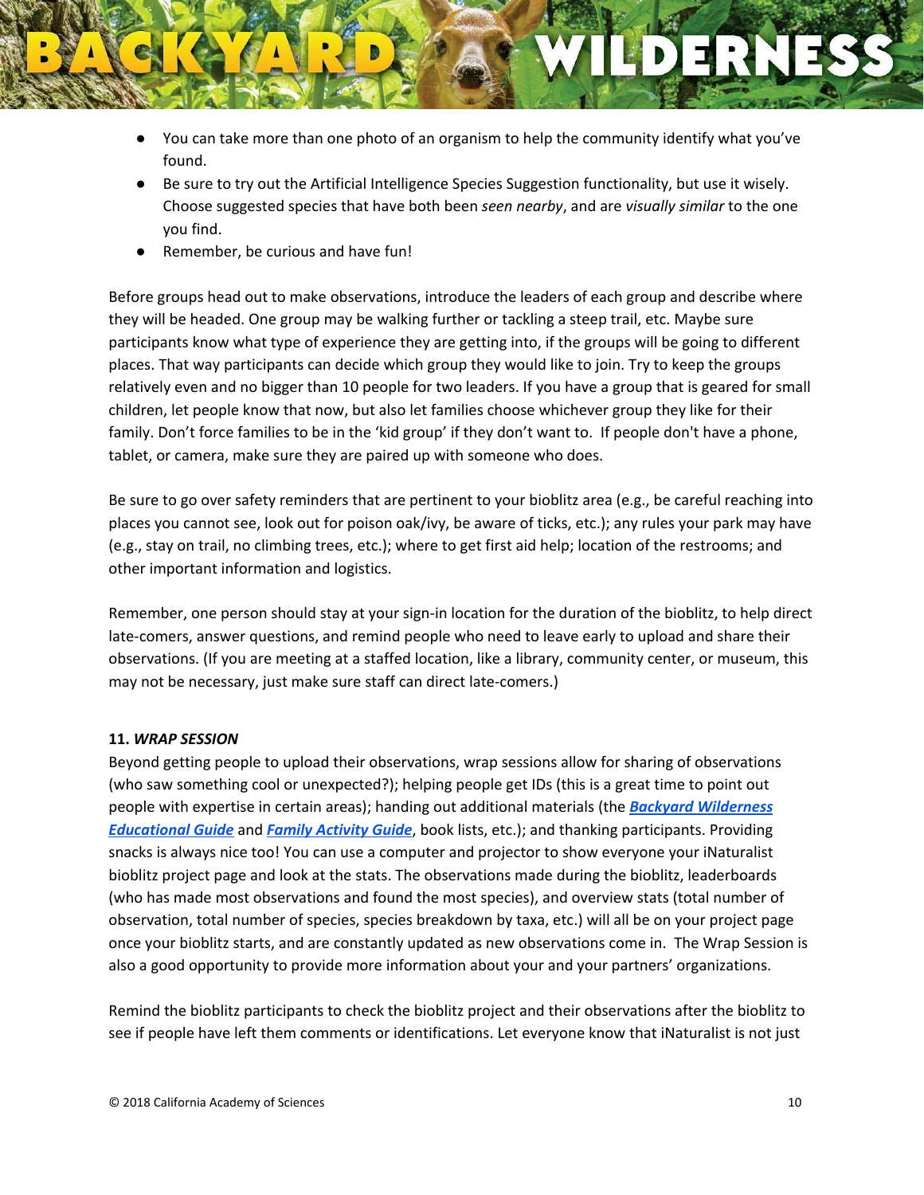- You can take more than one photo of an organism to help the community identify what you've found.
- Be sure to try out the Artificial Intelligence Species Suggestion functionality, but use it wisely. Choose suggested species that have both been *seen nearby*, and are *visually similar* to the one you find.
- Remember, be curious and have fun!

Before groups head out to make observations, introduce the leaders of each group and describe where they will be headed. One group may be walking further or tackling a steep trail, etc. Maybe sure participants know what type of experience they are getting into, if the groups will be going to different places. That way participants can decide which group they would like to join. Try to keep the groups relatively even and no bigger than 10 people for two leaders. If you have a group that is geared for small children, let people know that now, but also let families choose whichever group they like for their family. Don't force families to be in the 'kid group' if they don't want to. If people don't have a phone, tablet, or camera, make sure they are paired up with someone who does.

Be sure to go over safety reminders that are pertinent to your bioblitz area (e.g., be careful reaching into places you cannot see, look out for poison oak/ivy, be aware of ticks, etc.); any rules your park may have (e.g., stay on trail, no climbing trees, etc.); where to get first aid help; location of the restrooms; and other important information and logistics.

Remember, one person should stay at your sign-in location for the duration of the bioblitz, to help direct late-comers, answer questions, and remind people who need to leave early to upload and share their observations. (If you are meeting at a staffed location, like a library, community center, or museum, this may not be necessary, just make sure staff can direct late-comers.)

**11. *WRAP SESSION***

Beyond getting people to upload their observations, wrap sessions allow for sharing of observations (who saw something cool or unexpected?); helping people get IDs (this is a great time to point out people with expertise in certain areas); handing out additional materials (the ***Backyard Wilderness Educational Guide*** and ***Family Activity Guide***, book lists, etc.); and thanking participants. Providing snacks is always nice too! You can use a computer and projector to show everyone your iNaturalist bioblitz project page and look at the stats. The observations made during the bioblitz, leaderboards (who has made most observations and found the most species), and overview stats (total number of observation, total number of species, species breakdown by taxa, etc.) will all be on your project page once your bioblitz starts, and are constantly updated as new observations come in. The Wrap Session is also a good opportunity to provide more information about your and your partners' organizations.

Remind the bioblitz participants to check the bioblitz project and their observations after the bioblitz to see if people have left them comments or identifications. Let everyone know that iNaturalist is not just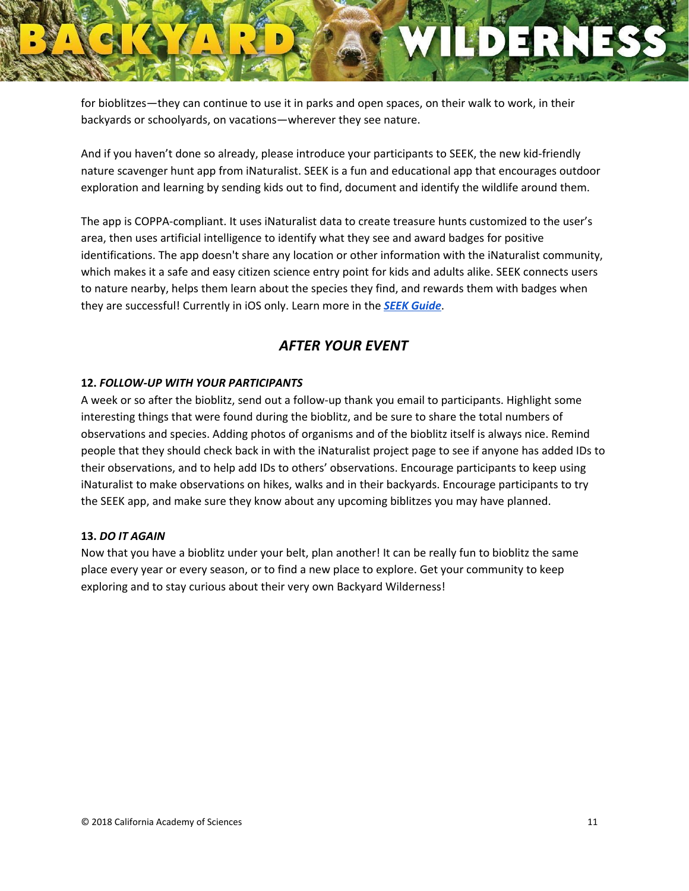for bioblitzes—they can continue to use it in parks and open spaces, on their walk to work, in their backyards or schoolyards, on vacations—wherever they see nature.

And if you haven't done so already, please introduce your participants to SEEK, the new kid-friendly nature scavenger hunt app from iNaturalist. SEEK is a fun and educational app that encourages outdoor exploration and learning by sending kids out to find, document and identify the wildlife around them.

The app is COPPA-compliant. It uses iNaturalist data to create treasure hunts customized to the user's area, then uses artificial intelligence to identify what they see and award badges for positive identifications. The app doesn't share any location or other information with the iNaturalist community, which makes it a safe and easy citizen science entry point for kids and adults alike. SEEK connects users to nature nearby, helps them learn about the species they find, and rewards them with badges when they are successful! Currently in iOS only. Learn more in the ***SEEK Guide***.

## *AFTER YOUR EVENT*

**12. *FOLLOW-UP WITH YOUR PARTICIPANTS***

A week or so after the bioblitz, send out a follow-up thank you email to participants. Highlight some interesting things that were found during the bioblitz, and be sure to share the total numbers of observations and species. Adding photos of organisms and of the bioblitz itself is always nice. Remind people that they should check back in with the iNaturalist project page to see if anyone has added IDs to their observations, and to help add IDs to others' observations. Encourage participants to keep using iNaturalist to make observations on hikes, walks and in their backyards. Encourage participants to try the SEEK app, and make sure they know about any upcoming biblitzes you may have planned.

**13. *DO IT AGAIN***

Now that you have a bioblitz under your belt, plan another! It can be really fun to bioblitz the same place every year or every season, or to find a new place to explore. Get your community to keep exploring and to stay curious about their very own Backyard Wilderness!

© 2018 California Academy of Sciences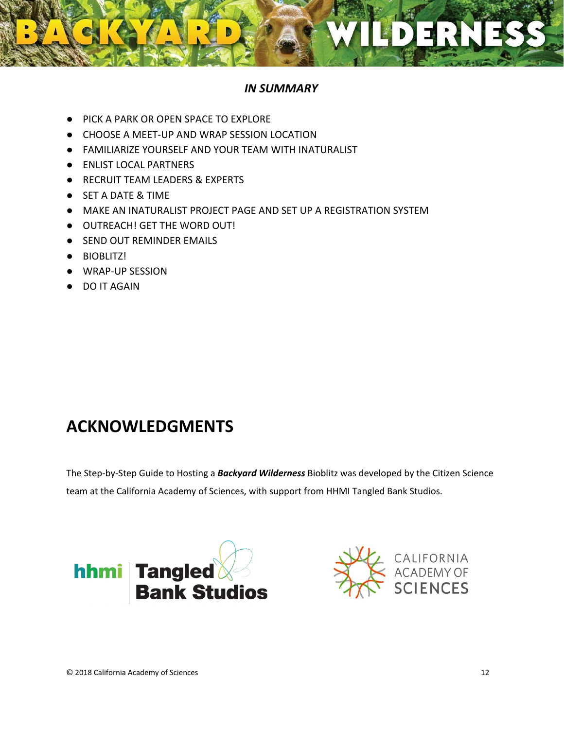***IN SUMMARY***

- PICK A PARK OR OPEN SPACE TO EXPLORE
- CHOOSE A MEET-UP AND WRAP SESSION LOCATION
- FAMILIARIZE YOURSELF AND YOUR TEAM WITH INATURALIST
- ENLIST LOCAL PARTNERS
- RECRUIT TEAM LEADERS & EXPERTS
- SET A DATE & TIME
- MAKE AN INATURALIST PROJECT PAGE AND SET UP A REGISTRATION SYSTEM
- OUTREACH! GET THE WORD OUT!
- SEND OUT REMINDER EMAILS
- BIOBLITZ!
- WRAP-UP SESSION
- DO IT AGAIN

## ACKNOWLEDGMENTS

The Step-by-Step Guide to Hosting a ***Backyard Wilderness*** Bioblitz was developed by the Citizen Science team at the California Academy of Sciences, with support from HHMI Tangled Bank Studios.

hhmi | Tangled Bank Studios

CALIFORNIA ACADEMY OF SCIENCES

© 2018 California Academy of Sciences